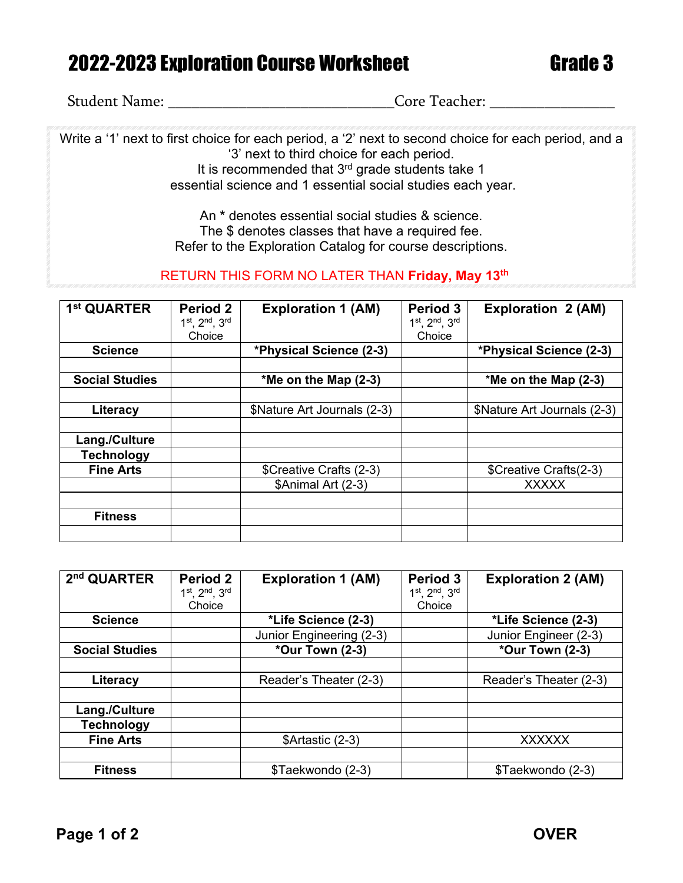# 2022-2023 Exploration Course Worksheet — Grade 3

Student Name: ______________________________ Core Teacher: ________________

Write a '1' next to first choice for each period, a '2' next to second choice for each period, and a '3' next to third choice for each period.
It is recommended that 3rd grade students take 1 essential science and 1 essential social studies each year.

An * denotes essential social studies & science.
The $ denotes classes that have a required fee.
Refer to the Exploration Catalog for course descriptions.

**RETURN THIS FORM NO LATER THAN Friday, May 13th**

| 1st QUARTER | Period 2 1st, 2nd, 3rd Choice | Exploration 1 (AM) | Period 3 1st, 2nd, 3rd Choice | Exploration 2 (AM) |
|---|---|---|---|---|
| **Science** | | ***Physical Science (2-3)** | | ***Physical Science (2-3)** |
| | | | | |
| **Social Studies** | | ***Me on the Map (2-3)** | | ***Me on the Map (2-3)** |
| | | | | |
| **Literacy** | | $Nature Art Journals (2-3) | | $Nature Art Journals (2-3) |
| | | | | |
| **Lang./Culture** | | | | |
| **Technology** | | | | |
| **Fine Arts** | | $Creative Crafts (2-3) | | $Creative Crafts(2-3) |
| | | $Animal Art (2-3) | | XXXXX |
| | | | | |
| **Fitness** | | | | |
| | | | | |

| 2nd QUARTER | Period 2 1st, 2nd, 3rd Choice | Exploration 1 (AM) | Period 3 1st, 2nd, 3rd Choice | Exploration 2 (AM) |
|---|---|---|---|---|
| **Science** | | ***Life Science (2-3)** | | ***Life Science (2-3)** |
| | | Junior Engineering (2-3) | | Junior Engineer (2-3) |
| **Social Studies** | | ***Our Town (2-3)** | | ***Our Town (2-3)** |
| | | | | |
| **Literacy** | | Reader's Theater (2-3) | | Reader's Theater (2-3) |
| | | | | |
| **Lang./Culture** | | | | |
| **Technology** | | | | |
| **Fine Arts** | | $Artastic (2-3) | | XXXXXX |
| | | | | |
| **Fitness** | | $Taekwondo (2-3) | | $Taekwondo (2-3) |

**OVER**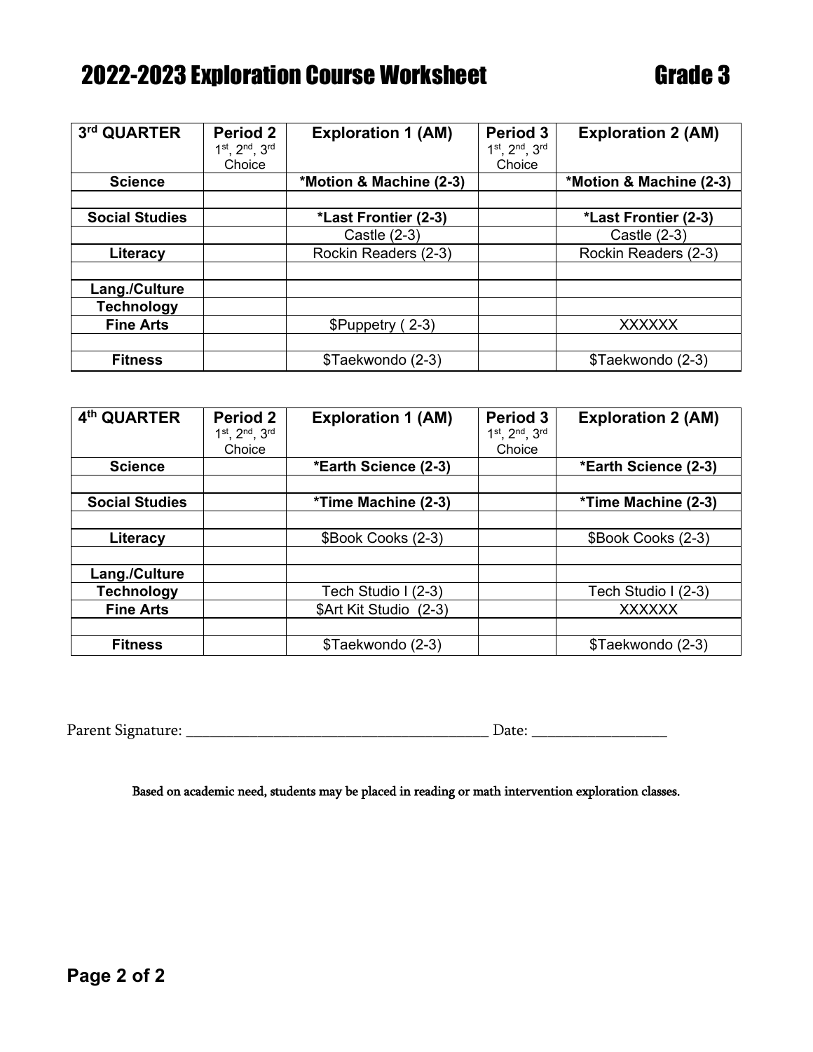# 2022-2023 Exploration Course Worksheet Grade 3

| 3rd QUARTER | Period 2 1st, 2nd, 3rd Choice | Exploration 1 (AM) | Period 3 1st, 2nd, 3rd Choice | Exploration 2 (AM) |
|---|---|---|---|---|
| **Science** | | ***Motion & Machine (2-3)** | | ***Motion & Machine (2-3)** |
| | | | | |
| **Social Studies** | | ***Last Frontier (2-3)** | | ***Last Frontier (2-3)** |
| | | Castle (2-3) | | Castle (2-3) |
| **Literacy** | | Rockin Readers (2-3) | | Rockin Readers (2-3) |
| | | | | |
| **Lang./Culture** | | | | |
| **Technology** | | | | |
| **Fine Arts** | | $Puppetry ( 2-3) | | XXXXXX |
| | | | | |
| **Fitness** | | $Taekwondo (2-3) | | $Taekwondo (2-3) |

| 4th QUARTER | Period 2 1st, 2nd, 3rd Choice | Exploration 1 (AM) | Period 3 1st, 2nd, 3rd Choice | Exploration 2 (AM) |
|---|---|---|---|---|
| **Science** | | ***Earth Science (2-3)** | | ***Earth Science (2-3)** |
| | | | | |
| **Social Studies** | | ***Time Machine (2-3)** | | ***Time Machine (2-3)** |
| | | | | |
| **Literacy** | | $Book Cooks (2-3) | | $Book Cooks (2-3) |
| | | | | |
| **Lang./Culture** | | | | |
| **Technology** | | Tech Studio I (2-3) | | Tech Studio I (2-3) |
| **Fine Arts** | | $Art Kit Studio (2-3) | | XXXXXX |
| | | | | |
| **Fitness** | | $Taekwondo (2-3) | | $Taekwondo (2-3) |

Parent Signature: ________________________________________ Date: ________________

Based on academic need, students may be placed in reading or math intervention exploration classes.